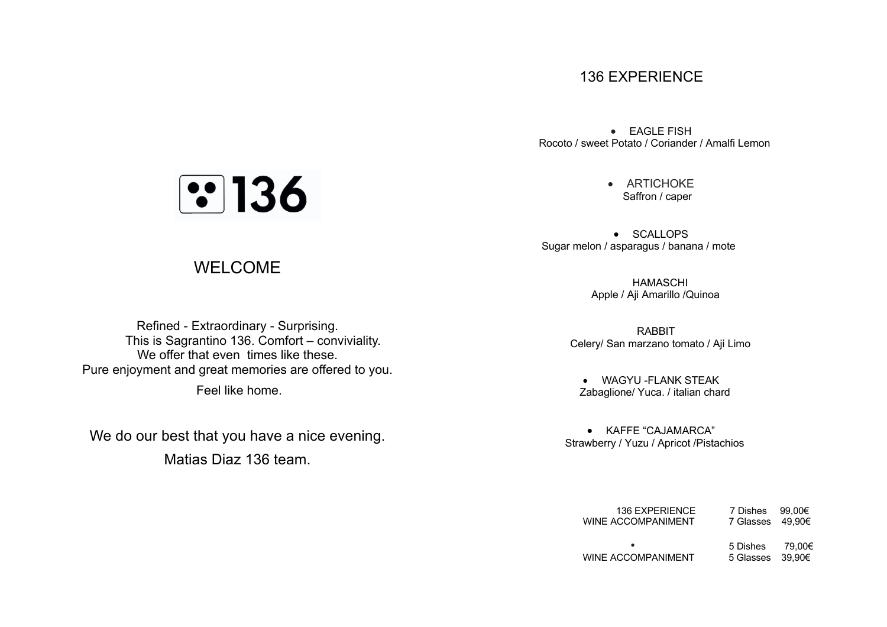136

# WELCOME

Refined - Extraordinary - Surprising.
This is Sagrantino 136. Comfort – conviviality.
We offer that even  times like these.
Pure enjoyment and great memories are offered to you.

Feel like home.

We do our best that you have a nice evening.

Matias Diaz 136 team.

## 136 EXPERIENCE

- EAGLE FISH
  Rocoto / sweet Potato / Coriander / Amalfi Lemon

- ARTICHOKE
  Saffron / caper

- SCALLOPS
  Sugar melon / asparagus / banana / mote

HAMASCHI
Apple / Aji Amarillo /Quinoa

RABBIT
Celery/ San marzano tomato / Aji Limo

- WAGYU -FLANK STEAK
  Zabaglione/ Yuca. / italian chard

- KAFFE "CAJAMARCA"
  Strawberry / Yuzu / Apricot /Pistachios

| | | |
|---|---|---|
| 136 EXPERIENCE | 7 Dishes | 99,00€ |
| WINE ACCOMPANIMENT | 7 Glasses | 49,90€ |
| • | 5 Dishes | 79,00€ |
| WINE ACCOMPANIMENT | 5 Glasses | 39,90€ |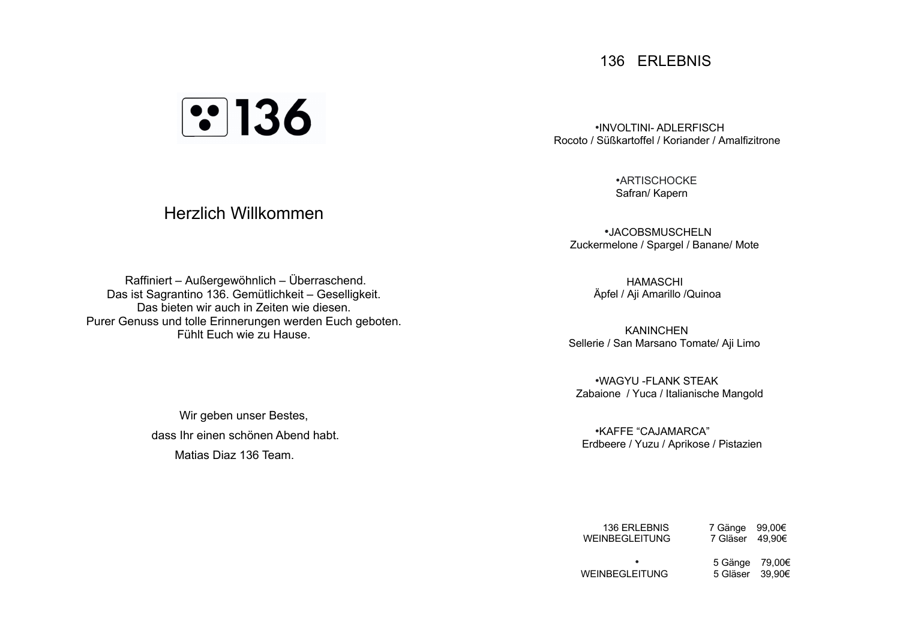136

## Herzlich Willkommen

Raffiniert – Außergewöhnlich – Überraschend.
Das ist Sagrantino 136. Gemütlichkeit – Geselligkeit.
Das bieten wir auch in Zeiten wie diesen.
Purer Genuss und tolle Erinnerungen werden Euch geboten.
Fühlt Euch wie zu Hause.

Wir geben unser Bestes,
dass Ihr einen schönen Abend habt.
Matias Diaz 136 Team.

## 136 ERLEBNIS

•INVOLTINI- ADLERFISCH
Rocoto / Süßkartoffel / Koriander / Amalfizitrone

•ARTISCHOCKE
Safran/ Kapern

•JACOBSMUSCHELN
Zuckermelone / Spargel / Banane/ Mote

HAMASCHI
Äpfel / Aji Amarillo /Quinoa

KANINCHEN
Sellerie / San Marsano Tomate/ Aji Limo

•WAGYU -FLANK STEAK
Zabaione / Yuca / Italianische Mangold

•KAFFE "CAJAMARCA"
Erdbeere / Yuzu / Aprikose / Pistazien

| | | |
|---|---|---|
| 136 ERLEBNIS | 7 Gänge | 99,00€ |
| WEINBEGLEITUNG | 7 Gläser | 49,90€ |
| • | 5 Gänge | 79,00€ |
| WEINBEGLEITUNG | 5 Gläser | 39,90€ |